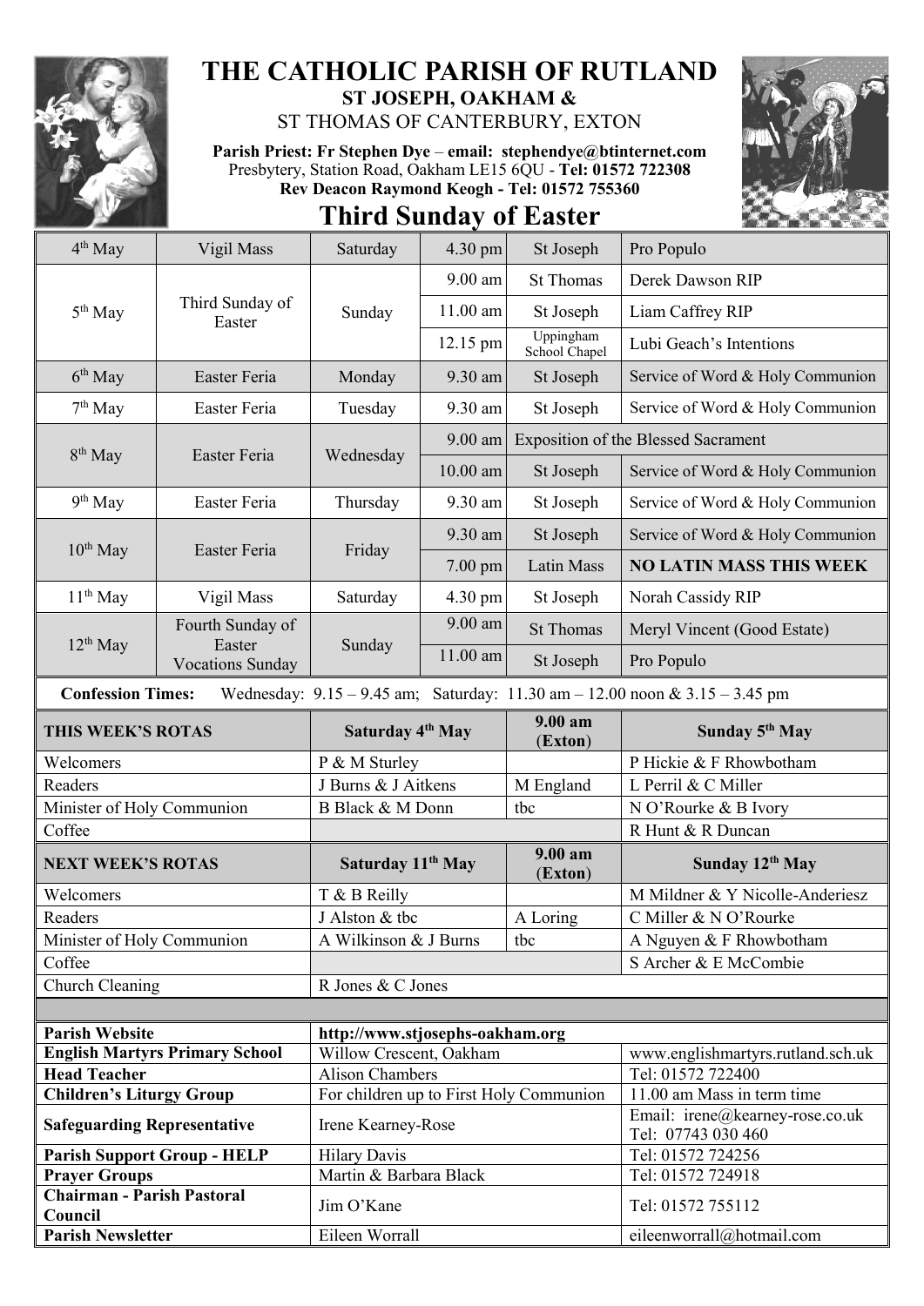# THE CATHOLIC PARISH OF RUTLAND

**ST JOSEPH, OAKHAM &**

ST THOMAS OF CANTERBURY, EXTON

**Parish Priest: Fr Stephen Dye** – **email: stephendye@btinternet.com**
Presbytery, Station Road, Oakham LE15 6QU - **Tel: 01572 722308**
**Rev Deacon Raymond Keogh - Tel: 01572 755360**

## Third Sunday of Easter

| | | | | | |
|---|---|---|---|---|---|
| 4th May | Vigil Mass | Saturday | 4.30 pm | St Joseph | Pro Populo |
| 5th May | Third Sunday of Easter | Sunday | 9.00 am | St Thomas | Derek Dawson RIP |
| | | | 11.00 am | St Joseph | Liam Caffrey RIP |
| | | | 12.15 pm | Uppingham School Chapel | Lubi Geach's Intentions |
| 6th May | Easter Feria | Monday | 9.30 am | St Joseph | Service of Word & Holy Communion |
| 7th May | Easter Feria | Tuesday | 9.30 am | St Joseph | Service of Word & Holy Communion |
| 8th May | Easter Feria | Wednesday | 9.00 am | Exposition of the Blessed Sacrament | |
| | | | 10.00 am | St Joseph | Service of Word & Holy Communion |
| 9th May | Easter Feria | Thursday | 9.30 am | St Joseph | Service of Word & Holy Communion |
| 10th May | Easter Feria | Friday | 9.30 am | St Joseph | Service of Word & Holy Communion |
| | | | 7.00 pm | Latin Mass | **NO LATIN MASS THIS WEEK** |
| 11th May | Vigil Mass | Saturday | 4.30 pm | St Joseph | Norah Cassidy RIP |
| 12th May | Fourth Sunday of Easter Vocations Sunday | Sunday | 9.00 am | St Thomas | Meryl Vincent (Good Estate) |
| | | | 11.00 am | St Joseph | Pro Populo |

**Confession Times:** Wednesday: 9.15 – 9.45 am; Saturday: 11.30 am – 12.00 noon & 3.15 – 3.45 pm

| **THIS WEEK'S ROTAS** | **Saturday 4th May** | **9.00 am (Exton)** | **Sunday 5th May** |
|---|---|---|---|
| Welcomers | P & M Sturley | | P Hickie & F Rhowbotham |
| Readers | J Burns & J Aitkens | M England | L Perril & C Miller |
| Minister of Holy Communion | B Black & M Donn | tbc | N O'Rourke & B Ivory |
| Coffee | | | R Hunt & R Duncan |
| **NEXT WEEK'S ROTAS** | **Saturday 11th May** | **9.00 am (Exton)** | **Sunday 12th May** |
| Welcomers | T & B Reilly | | M Mildner & Y Nicolle-Anderiesz |
| Readers | J Alston & tbc | A Loring | C Miller & N O'Rourke |
| Minister of Holy Communion | A Wilkinson & J Burns | tbc | A Nguyen & F Rhowbotham |
| Coffee | | | S Archer & E McCombie |
| Church Cleaning | R Jones & C Jones | | |

| | | |
|---|---|---|
| **Parish Website** | **http://www.stjosephs-oakham.org** | |
| **English Martyrs Primary School** | Willow Crescent, Oakham | www.englishmartyrs.rutland.sch.uk |
| **Head Teacher** | Alison Chambers | Tel: 01572 722400 |
| **Children's Liturgy Group** | For children up to First Holy Communion | 11.00 am Mass in term time |
| **Safeguarding Representative** | Irene Kearney-Rose | Email: irene@kearney-rose.co.uk Tel: 07743 030 460 |
| **Parish Support Group - HELP** | Hilary Davis | Tel: 01572 724256 |
| **Prayer Groups** | Martin & Barbara Black | Tel: 01572 724918 |
| **Chairman - Parish Pastoral Council** | Jim O'Kane | Tel: 01572 755112 |
| **Parish Newsletter** | Eileen Worrall | eileenworrall@hotmail.com |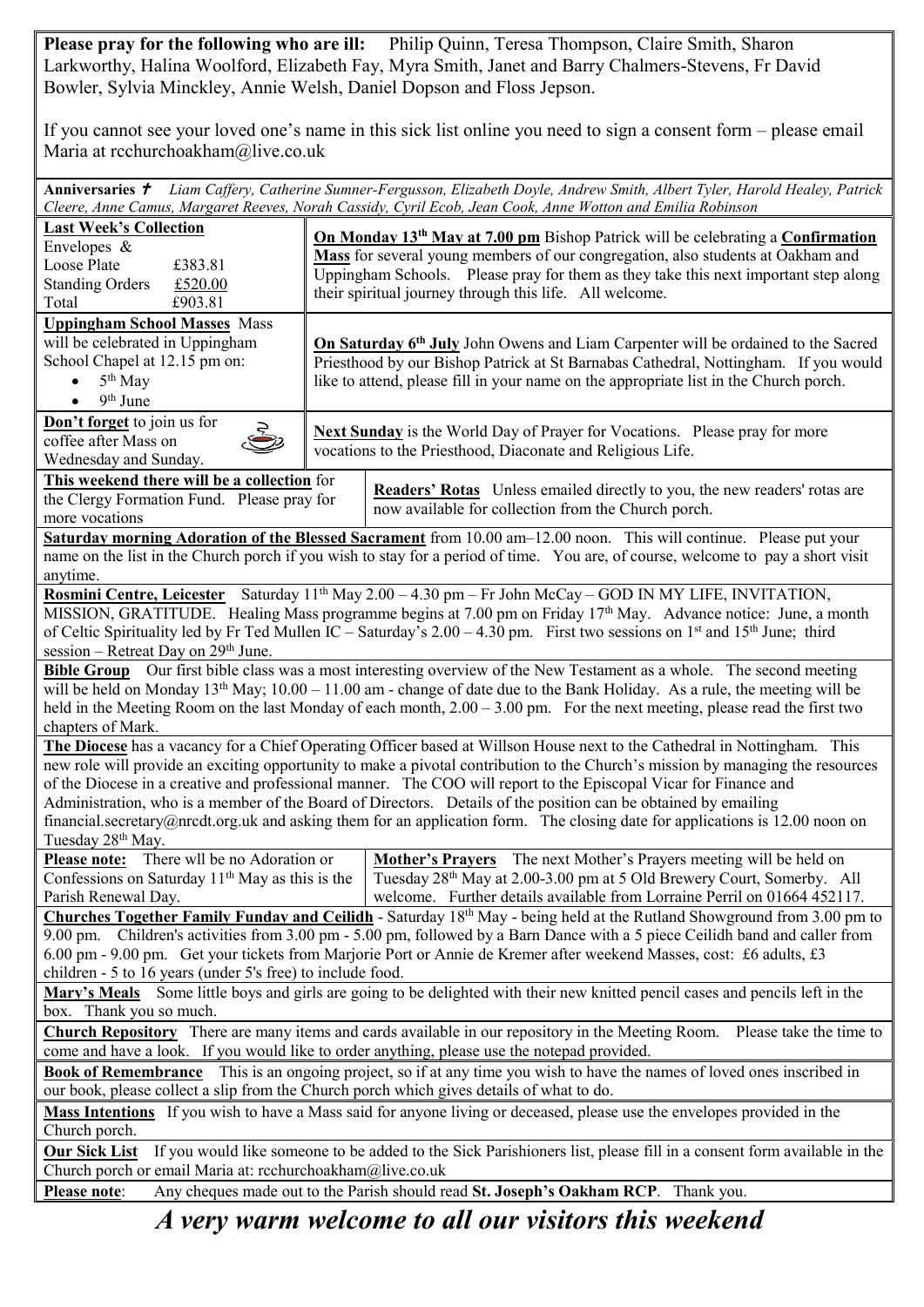**Please pray for the following who are ill:** Philip Quinn, Teresa Thompson, Claire Smith, Sharon Larkworthy, Halina Woolford, Elizabeth Fay, Myra Smith, Janet and Barry Chalmers-Stevens, Fr David Bowler, Sylvia Minckley, Annie Welsh, Daniel Dopson and Floss Jepson.

If you cannot see your loved one's name in this sick list online you need to sign a consent form – please email Maria at rcchurchoakham@live.co.uk

**Anniversaries ✝** *Liam Caffery, Catherine Sumner-Fergusson, Elizabeth Doyle, Andrew Smith, Albert Tyler, Harold Healey, Patrick Cleere, Anne Camus, Margaret Reeves, Norah Cassidy, Cyril Ecob, Jean Cook, Anne Wotton and Emilia Robinson*

**Last Week's Collection**

| | |
|---|---|
| Envelopes & Loose Plate | £383.81 |
| Standing Orders | £520.00 |
| Total | £903.81 |

**On Monday 13th May at 7.00 pm** Bishop Patrick will be celebrating a **Confirmation Mass** for several young members of our congregation, also students at Oakham and Uppingham Schools. Please pray for them as they take this next important step along their spiritual journey through this life. All welcome.

**Uppingham School Masses** Mass will be celebrated in Uppingham School Chapel at 12.15 pm on:

- 5th May
- 9th June

**On Saturday 6th July** John Owens and Liam Carpenter will be ordained to the Sacred Priesthood by our Bishop Patrick at St Barnabas Cathedral, Nottingham. If you would like to attend, please fill in your name on the appropriate list in the Church porch.

**Don't forget** to join us for coffee after Mass on Wednesday and Sunday.

**Next Sunday** is the World Day of Prayer for Vocations. Please pray for more vocations to the Priesthood, Diaconate and Religious Life.

**This weekend there will be a collection** for the Clergy Formation Fund. Please pray for more vocations

**Readers' Rotas** Unless emailed directly to you, the new readers' rotas are now available for collection from the Church porch.

**Saturday morning Adoration of the Blessed Sacrament** from 10.00 am–12.00 noon. This will continue. Please put your name on the list in the Church porch if you wish to stay for a period of time. You are, of course, welcome to pay a short visit anytime.

**Rosmini Centre, Leicester** Saturday 11th May 2.00 – 4.30 pm – Fr John McCay – GOD IN MY LIFE, INVITATION, MISSION, GRATITUDE. Healing Mass programme begins at 7.00 pm on Friday 17th May. Advance notice: June, a month of Celtic Spirituality led by Fr Ted Mullen IC – Saturday's 2.00 – 4.30 pm. First two sessions on 1st and 15th June; third session – Retreat Day on 29th June.

**Bible Group** Our first bible class was a most interesting overview of the New Testament as a whole. The second meeting will be held on Monday 13th May; 10.00 – 11.00 am - change of date due to the Bank Holiday. As a rule, the meeting will be held in the Meeting Room on the last Monday of each month, 2.00 – 3.00 pm. For the next meeting, please read the first two chapters of Mark.

**The Diocese** has a vacancy for a Chief Operating Officer based at Willson House next to the Cathedral in Nottingham. This new role will provide an exciting opportunity to make a pivotal contribution to the Church's mission by managing the resources of the Diocese in a creative and professional manner. The COO will report to the Episcopal Vicar for Finance and Administration, who is a member of the Board of Directors. Details of the position can be obtained by emailing financial.secretary@nrcdt.org.uk and asking them for an application form. The closing date for applications is 12.00 noon on Tuesday 28th May.

**Please note:** There wll be no Adoration or Confessions on Saturday 11th May as this is the Parish Renewal Day.

**Mother's Prayers** The next Mother's Prayers meeting will be held on Tuesday 28th May at 2.00-3.00 pm at 5 Old Brewery Court, Somerby. All welcome. Further details available from Lorraine Perril on 01664 452117.

**Churches Together Family Funday and Ceilidh** - Saturday 18th May - being held at the Rutland Showground from 3.00 pm to 9.00 pm. Children's activities from 3.00 pm - 5.00 pm, followed by a Barn Dance with a 5 piece Ceilidh band and caller from 6.00 pm - 9.00 pm. Get your tickets from Marjorie Port or Annie de Kremer after weekend Masses, cost: £6 adults, £3 children - 5 to 16 years (under 5's free) to include food.

**Mary's Meals** Some little boys and girls are going to be delighted with their new knitted pencil cases and pencils left in the box. Thank you so much.

**Church Repository** There are many items and cards available in our repository in the Meeting Room. Please take the time to come and have a look. If you would like to order anything, please use the notepad provided.

**Book of Remembrance** This is an ongoing project, so if at any time you wish to have the names of loved ones inscribed in our book, please collect a slip from the Church porch which gives details of what to do.

**Mass Intentions** If you wish to have a Mass said for anyone living or deceased, please use the envelopes provided in the Church porch.

**Our Sick List** If you would like someone to be added to the Sick Parishioners list, please fill in a consent form available in the Church porch or email Maria at: rcchurchoakham@live.co.uk

**Please note**: Any cheques made out to the Parish should read **St. Joseph's Oakham RCP**. Thank you.

## *A very warm welcome to all our visitors this weekend*